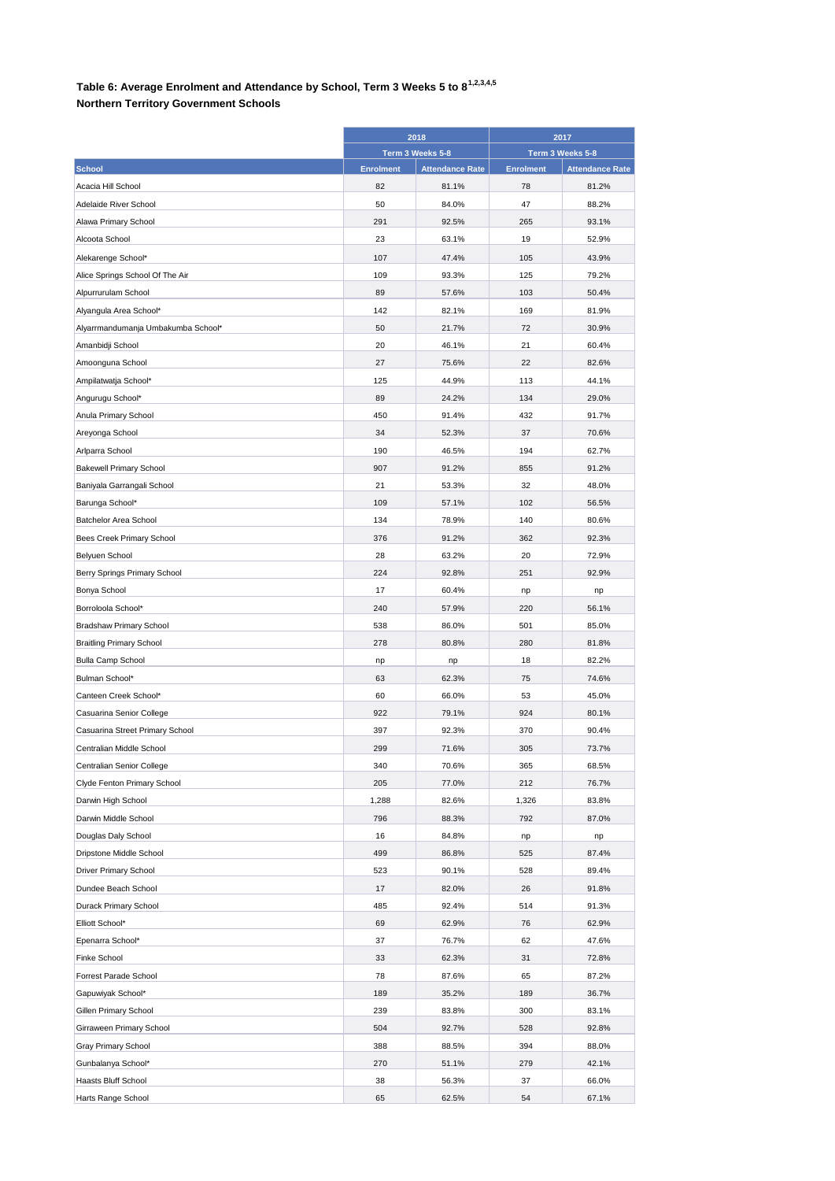**Table 6: Average Enrolment and Attendance by School, Term 3 Weeks 5 to 8[1,2,3,4,5]**

**Northern Territory Government Schools**

| | 2018 | | 2017 | |
|---|---|---|---|---|
| | Term 3 Weeks 5-8 | | Term 3 Weeks 5-8 | |
| **School** | **Enrolment** | **Attendance Rate** | **Enrolment** | **Attendance Rate** |
| Acacia Hill School | 82 | 81.1% | 78 | 81.2% |
| Adelaide River School | 50 | 84.0% | 47 | 88.2% |
| Alawa Primary School | 291 | 92.5% | 265 | 93.1% |
| Alcoota School | 23 | 63.1% | 19 | 52.9% |
| Alekarenge School* | 107 | 47.4% | 105 | 43.9% |
| Alice Springs School Of The Air | 109 | 93.3% | 125 | 79.2% |
| Alpurrurulam School | 89 | 57.6% | 103 | 50.4% |
| Alyangula Area School* | 142 | 82.1% | 169 | 81.9% |
| Alyarrmandumanja Umbakumba School* | 50 | 21.7% | 72 | 30.9% |
| Amanbidji School | 20 | 46.1% | 21 | 60.4% |
| Amoonguna School | 27 | 75.6% | 22 | 82.6% |
| Ampilatwatja School* | 125 | 44.9% | 113 | 44.1% |
| Angurugu School* | 89 | 24.2% | 134 | 29.0% |
| Anula Primary School | 450 | 91.4% | 432 | 91.7% |
| Areyonga School | 34 | 52.3% | 37 | 70.6% |
| Arlparra School | 190 | 46.5% | 194 | 62.7% |
| Bakewell Primary School | 907 | 91.2% | 855 | 91.2% |
| Baniyala Garrangali School | 21 | 53.3% | 32 | 48.0% |
| Barunga School* | 109 | 57.1% | 102 | 56.5% |
| Batchelor Area School | 134 | 78.9% | 140 | 80.6% |
| Bees Creek Primary School | 376 | 91.2% | 362 | 92.3% |
| Belyuen School | 28 | 63.2% | 20 | 72.9% |
| Berry Springs Primary School | 224 | 92.8% | 251 | 92.9% |
| Bonya School | 17 | 60.4% | np | np |
| Borroloola School* | 240 | 57.9% | 220 | 56.1% |
| Bradshaw Primary School | 538 | 86.0% | 501 | 85.0% |
| Braitling Primary School | 278 | 80.8% | 280 | 81.8% |
| Bulla Camp School | np | np | 18 | 82.2% |
| Bulman School* | 63 | 62.3% | 75 | 74.6% |
| Canteen Creek School* | 60 | 66.0% | 53 | 45.0% |
| Casuarina Senior College | 922 | 79.1% | 924 | 80.1% |
| Casuarina Street Primary School | 397 | 92.3% | 370 | 90.4% |
| Centralian Middle School | 299 | 71.6% | 305 | 73.7% |
| Centralian Senior College | 340 | 70.6% | 365 | 68.5% |
| Clyde Fenton Primary School | 205 | 77.0% | 212 | 76.7% |
| Darwin High School | 1,288 | 82.6% | 1,326 | 83.8% |
| Darwin Middle School | 796 | 88.3% | 792 | 87.0% |
| Douglas Daly School | 16 | 84.8% | np | np |
| Dripstone Middle School | 499 | 86.8% | 525 | 87.4% |
| Driver Primary School | 523 | 90.1% | 528 | 89.4% |
| Dundee Beach School | 17 | 82.0% | 26 | 91.8% |
| Durack Primary School | 485 | 92.4% | 514 | 91.3% |
| Elliott School* | 69 | 62.9% | 76 | 62.9% |
| Epenarra School* | 37 | 76.7% | 62 | 47.6% |
| Finke School | 33 | 62.3% | 31 | 72.8% |
| Forrest Parade School | 78 | 87.6% | 65 | 87.2% |
| Gapuwiyak School* | 189 | 35.2% | 189 | 36.7% |
| Gillen Primary School | 239 | 83.8% | 300 | 83.1% |
| Girraween Primary School | 504 | 92.7% | 528 | 92.8% |
| Gray Primary School | 388 | 88.5% | 394 | 88.0% |
| Gunbalanya School* | 270 | 51.1% | 279 | 42.1% |
| Haasts Bluff School | 38 | 56.3% | 37 | 66.0% |
| Harts Range School | 65 | 62.5% | 54 | 67.1% |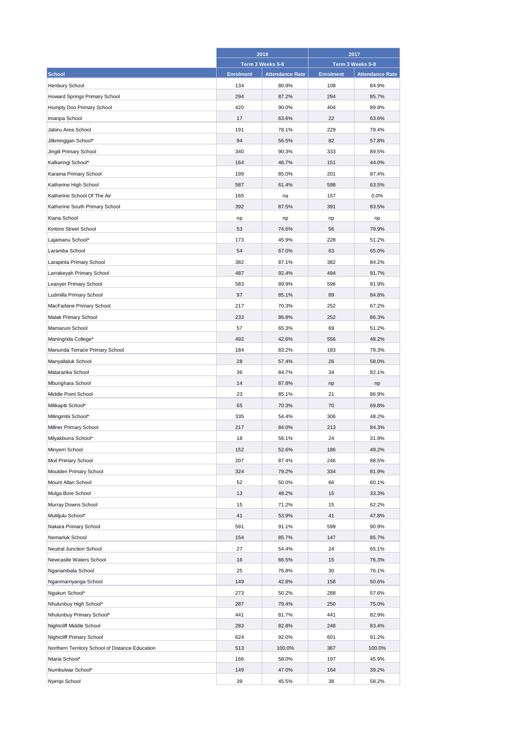| School | 2018 | | 2017 | |
|---|---|---|---|---|
| | Term 3 Weeks 5-8 | | Term 3 Weeks 5-8 | |
| | Enrolment | Attendance Rate | Enrolment | Attendance Rate |
| Henbury School | 134 | 80.9% | 108 | 84.9% |
| Howard Springs Primary School | 294 | 87.2% | 294 | 85.7% |
| Humpty Doo Primary School | 420 | 90.0% | 404 | 89.9% |
| Imanpa School | 17 | 63.6% | 22 | 63.6% |
| Jabiru Area School | 191 | 78.1% | 229 | 79.4% |
| Jilkminggan School* | 94 | 56.5% | 82 | 57.8% |
| Jingili Primary School | 340 | 90.3% | 333 | 89.5% |
| Kalkaringi School* | 164 | 46.7% | 151 | 44.0% |
| Karama Primary School | 199 | 85.0% | 201 | 87.4% |
| Katherine High School | 587 | 61.4% | 598 | 63.5% |
| Katherine School Of The Air | 165 | na | 157 | 0.0% |
| Katherine South Primary School | 392 | 87.5% | 391 | 83.5% |
| Kiana School | np | np | np | np |
| Kintore Street School | 53 | 74.6% | 56 | 79.9% |
| Lajamanu School* | 173 | 45.9% | 228 | 51.2% |
| Laramba School | 54 | 67.0% | 63 | 65.0% |
| Larapinta Primary School | 382 | 87.1% | 382 | 84.2% |
| Larrakeyah Primary School | 487 | 92.4% | 494 | 91.7% |
| Leanyer Primary School | 583 | 89.9% | 596 | 91.9% |
| Ludmilla Primary School | 97 | 85.1% | 89 | 84.8% |
| MacFarlane Primary School | 217 | 70.3% | 252 | 67.2% |
| Malak Primary School | 233 | 86.8% | 252 | 86.3% |
| Mamaruni School | 57 | 65.3% | 69 | 51.2% |
| Maningrida College* | 492 | 42.6% | 556 | 48.2% |
| Manunda Terrace Primary School | 184 | 83.2% | 183 | 79.3% |
| Manyallaluk School | 28 | 57.4% | 26 | 58.0% |
| Mataranka School | 36 | 84.7% | 34 | 82.1% |
| Mbunghara School | 14 | 87.8% | np | np |
| Middle Point School | 23 | 85.1% | 21 | 86.9% |
| Milikapiti School* | 65 | 70.3% | 70 | 69.8% |
| Milingimbi School* | 335 | 54.4% | 306 | 48.2% |
| Millner Primary School | 217 | 84.0% | 213 | 84.3% |
| Milyakburra School* | 18 | 56.1% | 24 | 31.9% |
| Minyerri School | 152 | 52.6% | 186 | 49.2% |
| Moil Primary School | 207 | 87.4% | 246 | 88.5% |
| Moulden Primary School | 324 | 79.2% | 334 | 81.9% |
| Mount Allan School | 52 | 50.0% | 66 | 60.1% |
| Mulga Bore School | 13 | 48.2% | 15 | 33.3% |
| Murray Downs School | 15 | 71.2% | 15 | 62.2% |
| Mutitjulu School* | 41 | 53.9% | 41 | 47.8% |
| Nakara Primary School | 591 | 91.1% | 599 | 90.9% |
| Nemarluk School | 154 | 85.7% | 147 | 85.7% |
| Neutral Junction School | 27 | 54.4% | 24 | 65.1% |
| Newcastle Waters School | 16 | 66.5% | 15 | 76.3% |
| Nganambala School | 25 | 76.8% | 30 | 76.1% |
| Nganmarriyanga School | 149 | 42.8% | 158 | 50.6% |
| Ngukurr School* | 273 | 50.2% | 288 | 57.6% |
| Nhulunbuy High School* | 287 | 79.4% | 250 | 75.0% |
| Nhulunbuy Primary School* | 441 | 81.7% | 441 | 82.9% |
| Nightcliff Middle School | 283 | 82.8% | 248 | 83.4% |
| Nightcliff Primary School | 624 | 92.0% | 601 | 91.2% |
| Northern Territory School of Distance Education | 513 | 100.0% | 367 | 100.0% |
| Ntaria School* | 166 | 58.0% | 197 | 45.9% |
| Numbulwar School* | 149 | 47.0% | 164 | 39.2% |
| Nyirripi School | 39 | 45.5% | 38 | 58.2% |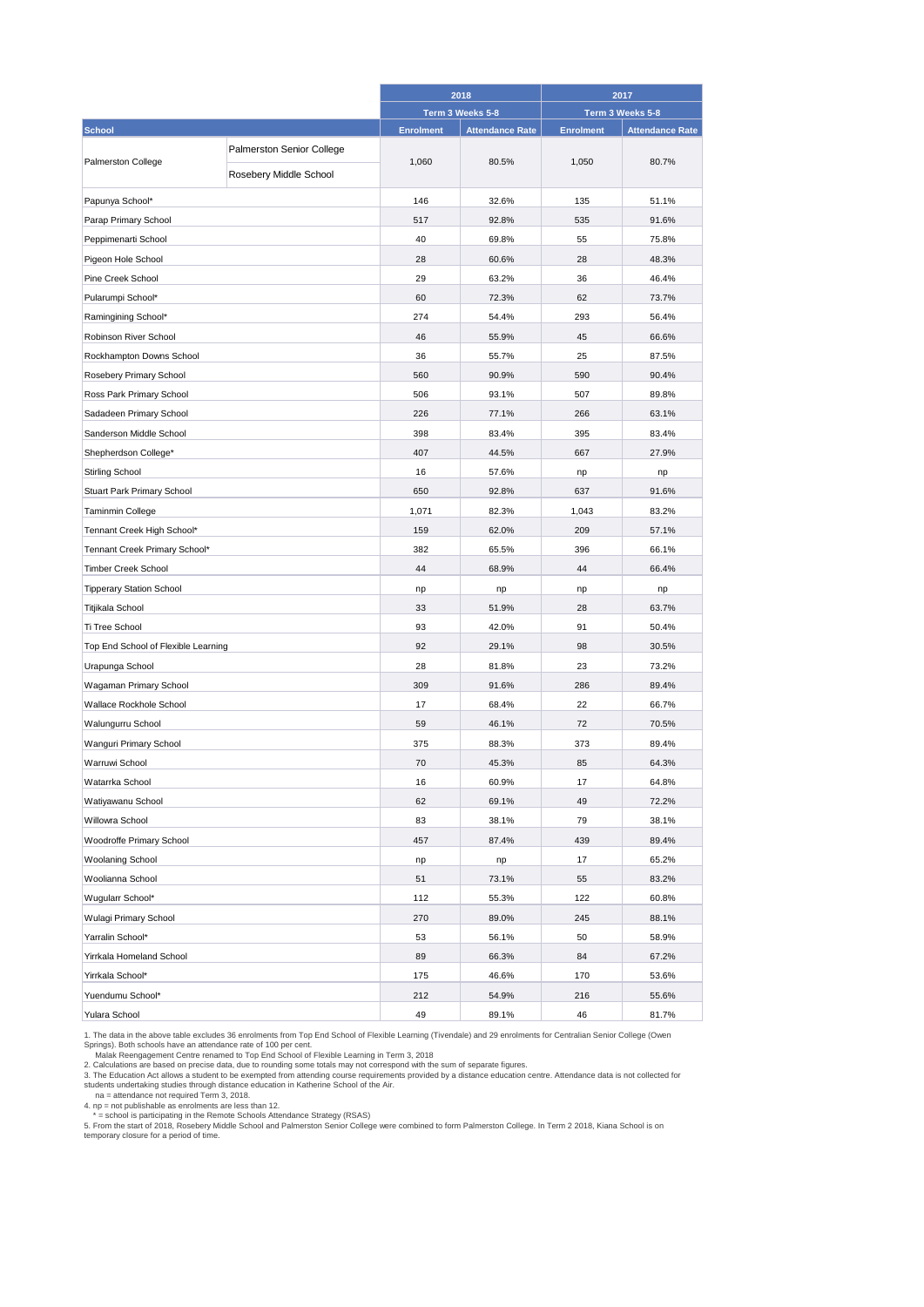| School | | 2018 Term 3 Weeks 5-8 | | 2017 Term 3 Weeks 5-8 | |
|---|---|---|---|---|---|
| | | Enrolment | Attendance Rate | Enrolment | Attendance Rate |
| Palmerston College | Palmerston Senior College<br>Rosebery Middle School | 1,060 | 80.5% | 1,050 | 80.7% |
| Papunya School* | | 146 | 32.6% | 135 | 51.1% |
| Parap Primary School | | 517 | 92.8% | 535 | 91.6% |
| Peppimenarti School | | 40 | 69.8% | 55 | 75.8% |
| Pigeon Hole School | | 28 | 60.6% | 28 | 48.3% |
| Pine Creek School | | 29 | 63.2% | 36 | 46.4% |
| Pularumpi School* | | 60 | 72.3% | 62 | 73.7% |
| Ramingining School* | | 274 | 54.4% | 293 | 56.4% |
| Robinson River School | | 46 | 55.9% | 45 | 66.6% |
| Rockhampton Downs School | | 36 | 55.7% | 25 | 87.5% |
| Rosebery Primary School | | 560 | 90.9% | 590 | 90.4% |
| Ross Park Primary School | | 506 | 93.1% | 507 | 89.8% |
| Sadadeen Primary School | | 226 | 77.1% | 266 | 63.1% |
| Sanderson Middle School | | 398 | 83.4% | 395 | 83.4% |
| Shepherdson College* | | 407 | 44.5% | 667 | 27.9% |
| Stirling School | | 16 | 57.6% | np | np |
| Stuart Park Primary School | | 650 | 92.8% | 637 | 91.6% |
| Taminmin College | | 1,071 | 82.3% | 1,043 | 83.2% |
| Tennant Creek High School* | | 159 | 62.0% | 209 | 57.1% |
| Tennant Creek Primary School* | | 382 | 65.5% | 396 | 66.1% |
| Timber Creek School | | 44 | 68.9% | 44 | 66.4% |
| Tipperary Station School | | np | np | np | np |
| Titjikala School | | 33 | 51.9% | 28 | 63.7% |
| Ti Tree School | | 93 | 42.0% | 91 | 50.4% |
| Top End School of Flexible Learning | | 92 | 29.1% | 98 | 30.5% |
| Urapunga School | | 28 | 81.8% | 23 | 73.2% |
| Wagaman Primary School | | 309 | 91.6% | 286 | 89.4% |
| Wallace Rockhole School | | 17 | 68.4% | 22 | 66.7% |
| Walungurru School | | 59 | 46.1% | 72 | 70.5% |
| Wanguri Primary School | | 375 | 88.3% | 373 | 89.4% |
| Warruwi School | | 70 | 45.3% | 85 | 64.3% |
| Watarrka School | | 16 | 60.9% | 17 | 64.8% |
| Watiyawanu School | | 62 | 69.1% | 49 | 72.2% |
| Willowra School | | 83 | 38.1% | 79 | 38.1% |
| Woodroffe Primary School | | 457 | 87.4% | 439 | 89.4% |
| Woolaning School | | np | np | 17 | 65.2% |
| Woolianna School | | 51 | 73.1% | 55 | 83.2% |
| Wugularr School* | | 112 | 55.3% | 122 | 60.8% |
| Wulagi Primary School | | 270 | 89.0% | 245 | 88.1% |
| Yarralin School* | | 53 | 56.1% | 50 | 58.9% |
| Yirrkala Homeland School | | 89 | 66.3% | 84 | 67.2% |
| Yirrkala School* | | 175 | 46.6% | 170 | 53.6% |
| Yuendumu School* | | 212 | 54.9% | 216 | 55.6% |
| Yulara School | | 49 | 89.1% | 46 | 81.7% |

1. The data in the above table excludes 36 enrolments from Top End School of Flexible Learning (Tivendale) and 29 enrolments for Centralian Senior College (Owen Springs). Both schools have an attendance rate of 100 per cent.
Malak Reengagement Centre renamed to Top End School of Flexible Learning in Term 3, 2018
2. Calculations are based on precise data, due to rounding some totals may not correspond with the sum of separate figures.
3. The Education Act allows a student to be exempted from attending course requirements provided by a distance education centre. Attendance data is not collected for students undertaking studies through distance education in Katherine School of the Air.
na = attendance not required Term 3, 2018.
4. np = not publishable as enrolments are less than 12.
* = school is participating in the Remote Schools Attendance Strategy (RSAS)
5. From the start of 2018, Rosebery Middle School and Palmerston Senior College were combined to form Palmerston College. In Term 2 2018, Kiana School is on temporary closure for a period of time.